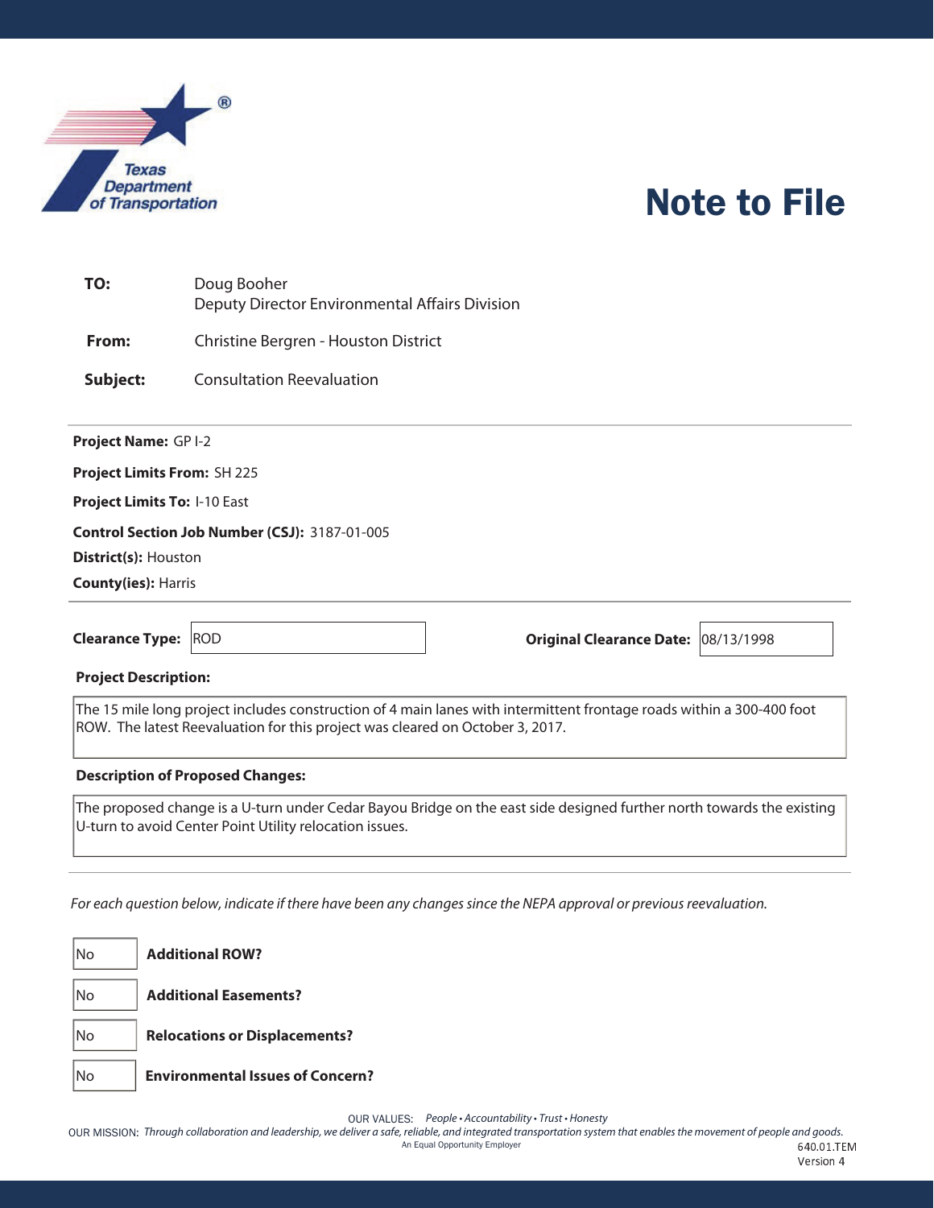Texas Department of Transportation

# Note to File

**TO:** Doug Booher
Deputy Director Environmental Affairs Division

**From:** Christine Bergren - Houston District

**Subject:** Consultation Reevaluation

---

**Project Name:** GP I-2

**Project Limits From:** SH 225

**Project Limits To:** I-10 East

**Control Section Job Number (CSJ):** 3187-01-005

**District(s):** Houston

**County(ies):** Harris

---

**Clearance Type:** ROD

**Original Clearance Date:** 08/13/1998

**Project Description:**

The 15 mile long project includes construction of 4 main lanes with intermittent frontage roads within a 300-400 foot ROW. The latest Reevaluation for this project was cleared on October 3, 2017.

**Description of Proposed Changes:**

The proposed change is a U-turn under Cedar Bayou Bridge on the east side designed further north towards the existing U-turn to avoid Center Point Utility relocation issues.

---

*For each question below, indicate if there have been any changes since the NEPA approval or previous reevaluation.*

| Answer | Question |
|---|---|
| No | **Additional ROW?** |
| No | **Additional Easements?** |
| No | **Relocations or Displacements?** |
| No | **Environmental Issues of Concern?** |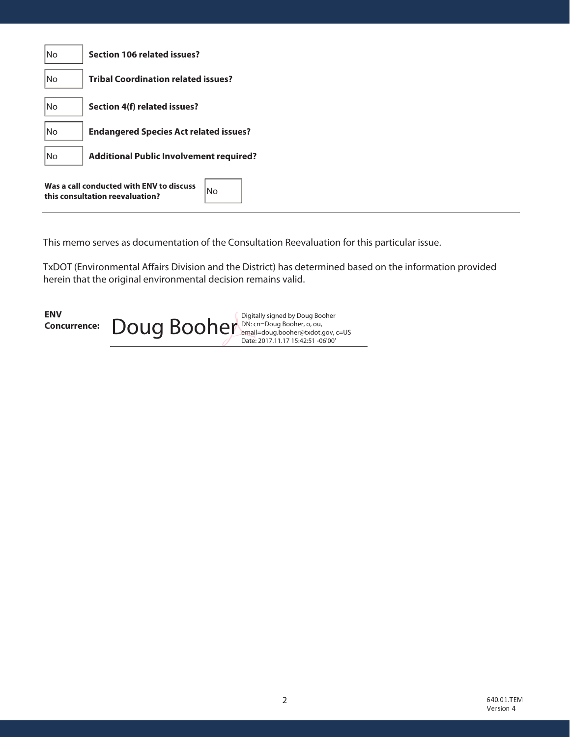| | |
|---|---|
| No | **Section 106 related issues?** |
| No | **Tribal Coordination related issues?** |
| No | **Section 4(f) related issues?** |
| No | **Endangered Species Act related issues?** |
| No | **Additional Public Involvement required?** |

**Was a call conducted with ENV to discuss this consultation reevaluation?** No

This memo serves as documentation of the Consultation Reevaluation for this particular issue.

TxDOT (Environmental Affairs Division and the District) has determined based on the information provided herein that the original environmental decision remains valid.

**ENV Concurrence:** Doug Booher

Digitally signed by Doug Booher
DN: cn=Doug Booher, o, ou, email=doug.booher@txdot.gov, c=US
Date: 2017.11.17 15:42:51 -06'00'

640.01.TEM
Version 4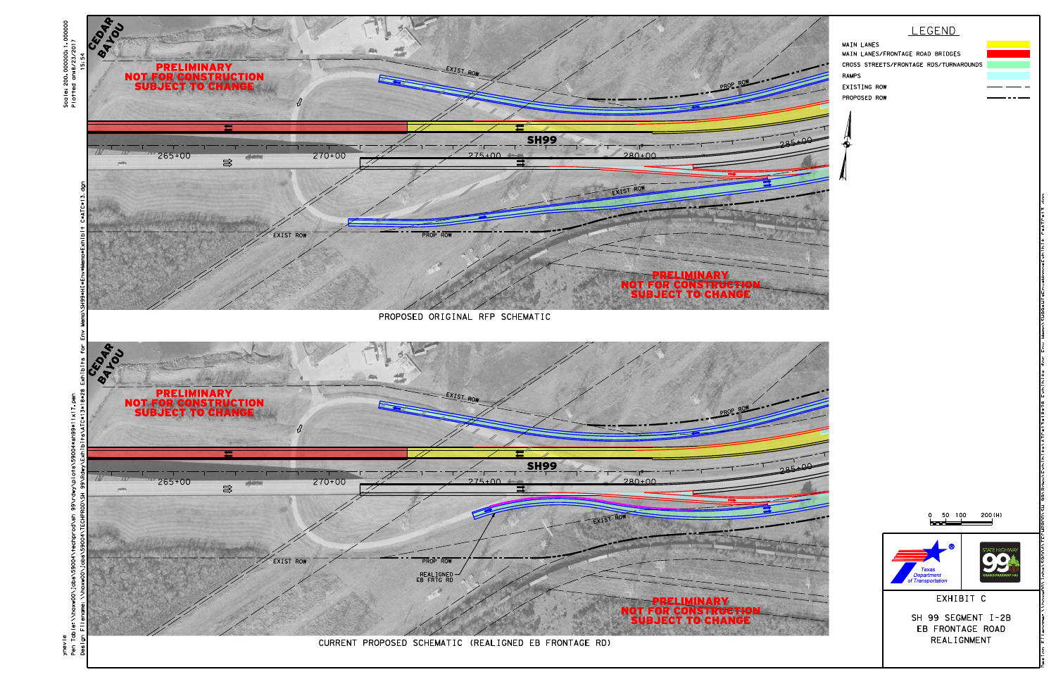PRELIMINARY
NOT FOR CONSTRUCTION
SUBJECT TO CHANGE

CEDAR BAYOU

EXIST ROW

PROP ROW

SH99

265+00

270+00

275+00

280+00

285+00

PROPOSED ORIGINAL RFP SCHEMATIC

REALIGNED EB FRTG RD

CURRENT PROPOSED SCHEMATIC (REALIGNED EB FRONTAGE RD)

## LEGEND

| | |
|---|---|
| MAIN LANES | |
| MAIN LANES/FRONTAGE ROAD BRIDGES | |
| CROSS STREETS/FRONTAGE RDS/TURNAROUNDS | |
| RAMPS | |
| EXISTING ROW | |
| PROPOSED ROW | |

0 50 100 200(H)

Texas Department of Transportation

STATE HIGHWAY 99 GRAND PARKWAY

EXHIBIT C

SH 99 SEGMENT I-2B
EB FRONTAGE ROAD
REALIGNMENT

Scale: 200.000000:1.000000
Plotted on 8/23/2017 15:54